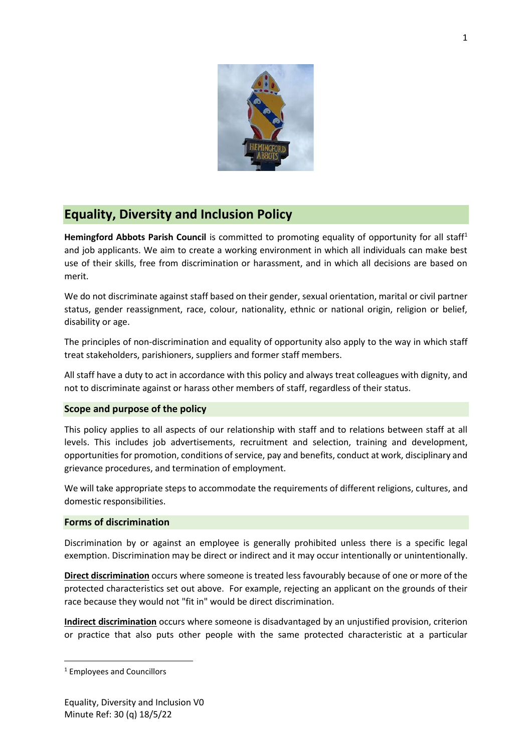# Equality, Diversity and Inclusion Policy

**Hemingford Abbots Parish Council** is committed to promoting equality of opportunity for all staff[1] and job applicants. We aim to create a working environment in which all individuals can make best use of their skills, free from discrimination or harassment, and in which all decisions are based on merit.

We do not discriminate against staff based on their gender, sexual orientation, marital or civil partner status, gender reassignment, race, colour, nationality, ethnic or national origin, religion or belief, disability or age.

The principles of non-discrimination and equality of opportunity also apply to the way in which staff treat stakeholders, parishioners, suppliers and former staff members.

All staff have a duty to act in accordance with this policy and always treat colleagues with dignity, and not to discriminate against or harass other members of staff, regardless of their status.

## Scope and purpose of the policy

This policy applies to all aspects of our relationship with staff and to relations between staff at all levels. This includes job advertisements, recruitment and selection, training and development, opportunities for promotion, conditions of service, pay and benefits, conduct at work, disciplinary and grievance procedures, and termination of employment.

We will take appropriate steps to accommodate the requirements of different religions, cultures, and domestic responsibilities.

## Forms of discrimination

Discrimination by or against an employee is generally prohibited unless there is a specific legal exemption. Discrimination may be direct or indirect and it may occur intentionally or unintentionally.

**Direct discrimination** occurs where someone is treated less favourably because of one or more of the protected characteristics set out above. For example, rejecting an applicant on the grounds of their race because they would not "fit in" would be direct discrimination.

**Indirect discrimination** occurs where someone is disadvantaged by an unjustified provision, criterion or practice that also puts other people with the same protected characteristic at a particular

[1] Employees and Councillors

Equality, Diversity and Inclusion V0
Minute Ref: 30 (q) 18/5/22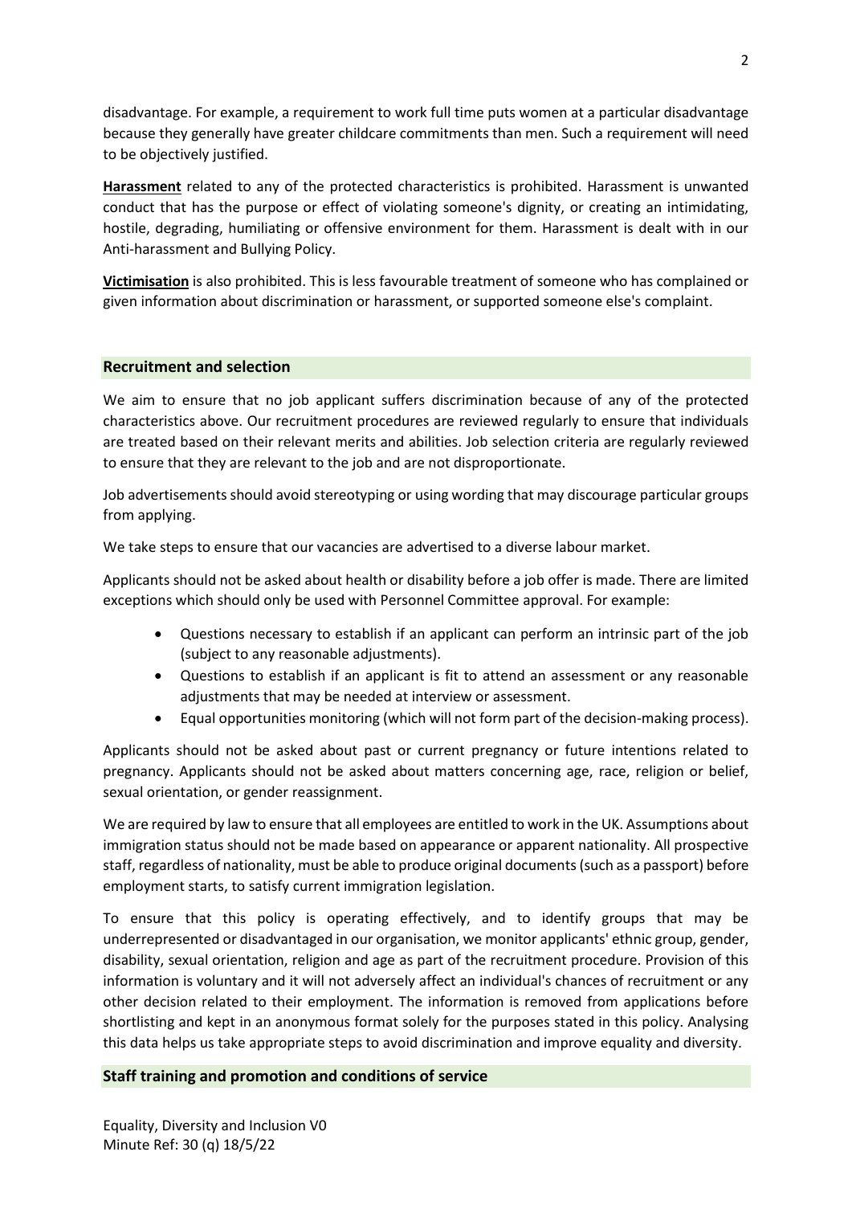disadvantage. For example, a requirement to work full time puts women at a particular disadvantage because they generally have greater childcare commitments than men. Such a requirement will need to be objectively justified.

**Harassment** related to any of the protected characteristics is prohibited. Harassment is unwanted conduct that has the purpose or effect of violating someone's dignity, or creating an intimidating, hostile, degrading, humiliating or offensive environment for them. Harassment is dealt with in our Anti-harassment and Bullying Policy.

**Victimisation** is also prohibited. This is less favourable treatment of someone who has complained or given information about discrimination or harassment, or supported someone else's complaint.

## Recruitment and selection

We aim to ensure that no job applicant suffers discrimination because of any of the protected characteristics above. Our recruitment procedures are reviewed regularly to ensure that individuals are treated based on their relevant merits and abilities. Job selection criteria are regularly reviewed to ensure that they are relevant to the job and are not disproportionate.

Job advertisements should avoid stereotyping or using wording that may discourage particular groups from applying.

We take steps to ensure that our vacancies are advertised to a diverse labour market.

Applicants should not be asked about health or disability before a job offer is made. There are limited exceptions which should only be used with Personnel Committee approval. For example:

- Questions necessary to establish if an applicant can perform an intrinsic part of the job (subject to any reasonable adjustments).
- Questions to establish if an applicant is fit to attend an assessment or any reasonable adjustments that may be needed at interview or assessment.
- Equal opportunities monitoring (which will not form part of the decision-making process).

Applicants should not be asked about past or current pregnancy or future intentions related to pregnancy. Applicants should not be asked about matters concerning age, race, religion or belief, sexual orientation, or gender reassignment.

We are required by law to ensure that all employees are entitled to work in the UK. Assumptions about immigration status should not be made based on appearance or apparent nationality. All prospective staff, regardless of nationality, must be able to produce original documents (such as a passport) before employment starts, to satisfy current immigration legislation.

To ensure that this policy is operating effectively, and to identify groups that may be underrepresented or disadvantaged in our organisation, we monitor applicants' ethnic group, gender, disability, sexual orientation, religion and age as part of the recruitment procedure. Provision of this information is voluntary and it will not adversely affect an individual's chances of recruitment or any other decision related to their employment. The information is removed from applications before shortlisting and kept in an anonymous format solely for the purposes stated in this policy. Analysing this data helps us take appropriate steps to avoid discrimination and improve equality and diversity.

## Staff training and promotion and conditions of service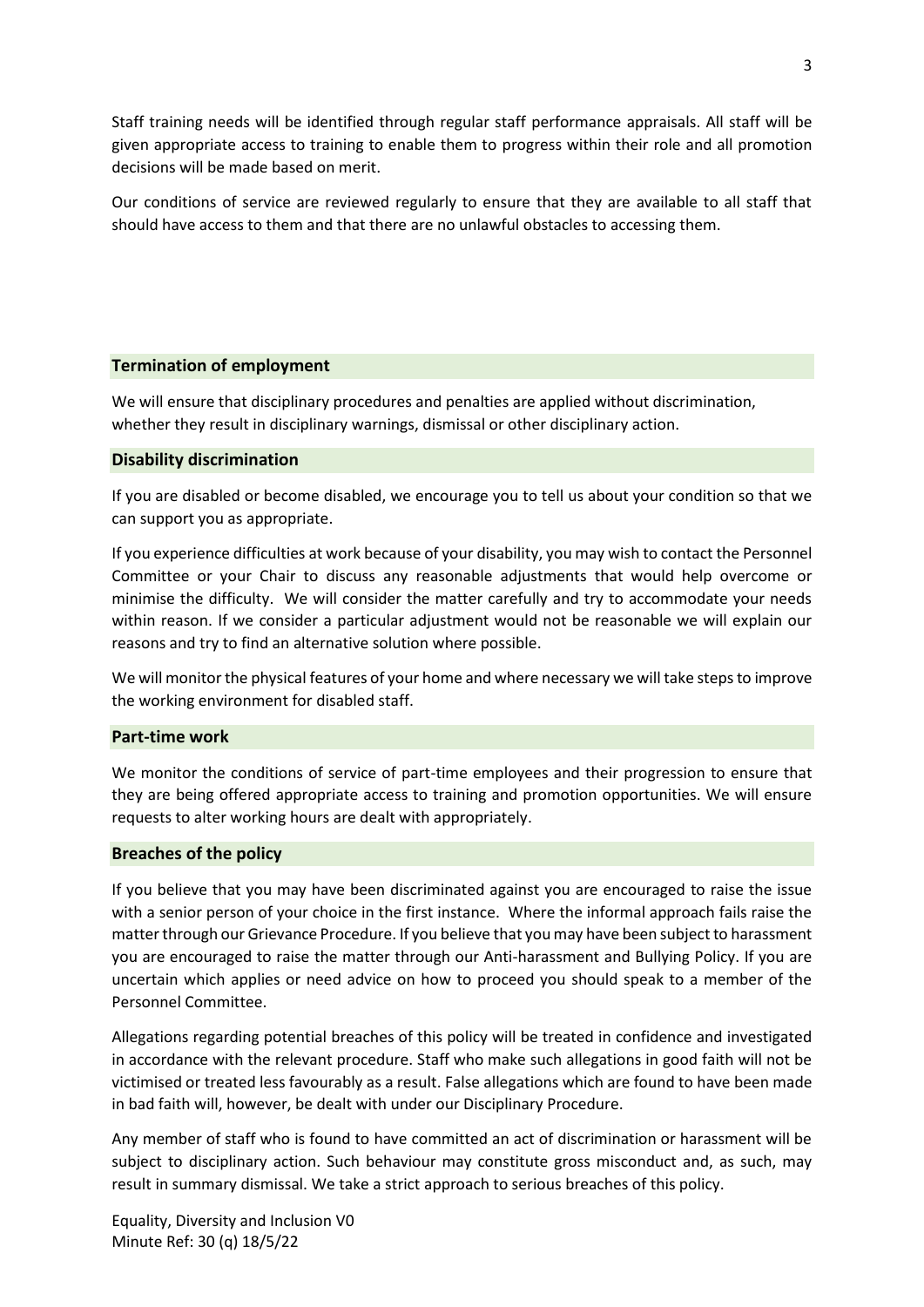Staff training needs will be identified through regular staff performance appraisals. All staff will be given appropriate access to training to enable them to progress within their role and all promotion decisions will be made based on merit.

Our conditions of service are reviewed regularly to ensure that they are available to all staff that should have access to them and that there are no unlawful obstacles to accessing them.

## Termination of employment

We will ensure that disciplinary procedures and penalties are applied without discrimination, whether they result in disciplinary warnings, dismissal or other disciplinary action.

## Disability discrimination

If you are disabled or become disabled, we encourage you to tell us about your condition so that we can support you as appropriate.

If you experience difficulties at work because of your disability, you may wish to contact the Personnel Committee or your Chair to discuss any reasonable adjustments that would help overcome or minimise the difficulty. We will consider the matter carefully and try to accommodate your needs within reason. If we consider a particular adjustment would not be reasonable we will explain our reasons and try to find an alternative solution where possible.

We will monitor the physical features of your home and where necessary we will take steps to improve the working environment for disabled staff.

## Part-time work

We monitor the conditions of service of part-time employees and their progression to ensure that they are being offered appropriate access to training and promotion opportunities. We will ensure requests to alter working hours are dealt with appropriately.

## Breaches of the policy

If you believe that you may have been discriminated against you are encouraged to raise the issue with a senior person of your choice in the first instance. Where the informal approach fails raise the matter through our Grievance Procedure. If you believe that you may have been subject to harassment you are encouraged to raise the matter through our Anti-harassment and Bullying Policy. If you are uncertain which applies or need advice on how to proceed you should speak to a member of the Personnel Committee.

Allegations regarding potential breaches of this policy will be treated in confidence and investigated in accordance with the relevant procedure. Staff who make such allegations in good faith will not be victimised or treated less favourably as a result. False allegations which are found to have been made in bad faith will, however, be dealt with under our Disciplinary Procedure.

Any member of staff who is found to have committed an act of discrimination or harassment will be subject to disciplinary action. Such behaviour may constitute gross misconduct and, as such, may result in summary dismissal. We take a strict approach to serious breaches of this policy.

Equality, Diversity and Inclusion V0
Minute Ref: 30 (q) 18/5/22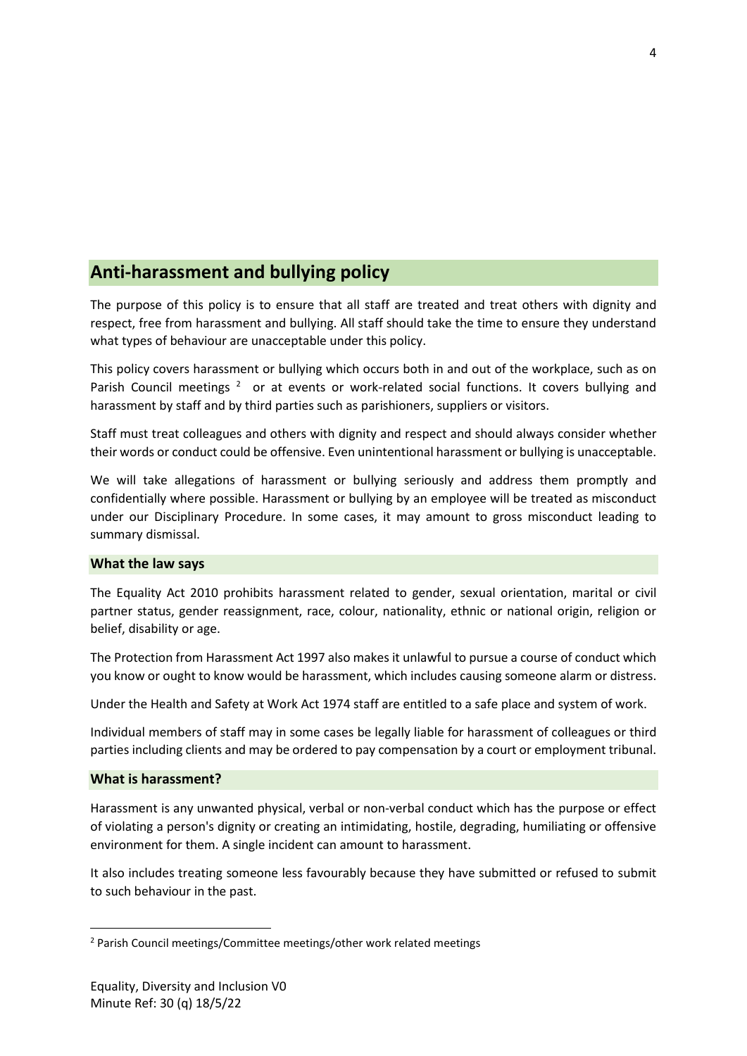## Anti-harassment and bullying policy

The purpose of this policy is to ensure that all staff are treated and treat others with dignity and respect, free from harassment and bullying. All staff should take the time to ensure they understand what types of behaviour are unacceptable under this policy.

This policy covers harassment or bullying which occurs both in and out of the workplace, such as on Parish Council meetings [2] or at events or work-related social functions. It covers bullying and harassment by staff and by third parties such as parishioners, suppliers or visitors.

Staff must treat colleagues and others with dignity and respect and should always consider whether their words or conduct could be offensive. Even unintentional harassment or bullying is unacceptable.

We will take allegations of harassment or bullying seriously and address them promptly and confidentially where possible. Harassment or bullying by an employee will be treated as misconduct under our Disciplinary Procedure. In some cases, it may amount to gross misconduct leading to summary dismissal.

### What the law says

The Equality Act 2010 prohibits harassment related to gender, sexual orientation, marital or civil partner status, gender reassignment, race, colour, nationality, ethnic or national origin, religion or belief, disability or age.

The Protection from Harassment Act 1997 also makes it unlawful to pursue a course of conduct which you know or ought to know would be harassment, which includes causing someone alarm or distress.

Under the Health and Safety at Work Act 1974 staff are entitled to a safe place and system of work.

Individual members of staff may in some cases be legally liable for harassment of colleagues or third parties including clients and may be ordered to pay compensation by a court or employment tribunal.

### What is harassment?

Harassment is any unwanted physical, verbal or non-verbal conduct which has the purpose or effect of violating a person's dignity or creating an intimidating, hostile, degrading, humiliating or offensive environment for them. A single incident can amount to harassment.

It also includes treating someone less favourably because they have submitted or refused to submit to such behaviour in the past.

[2] Parish Council meetings/Committee meetings/other work related meetings

Equality, Diversity and Inclusion V0
Minute Ref: 30 (q) 18/5/22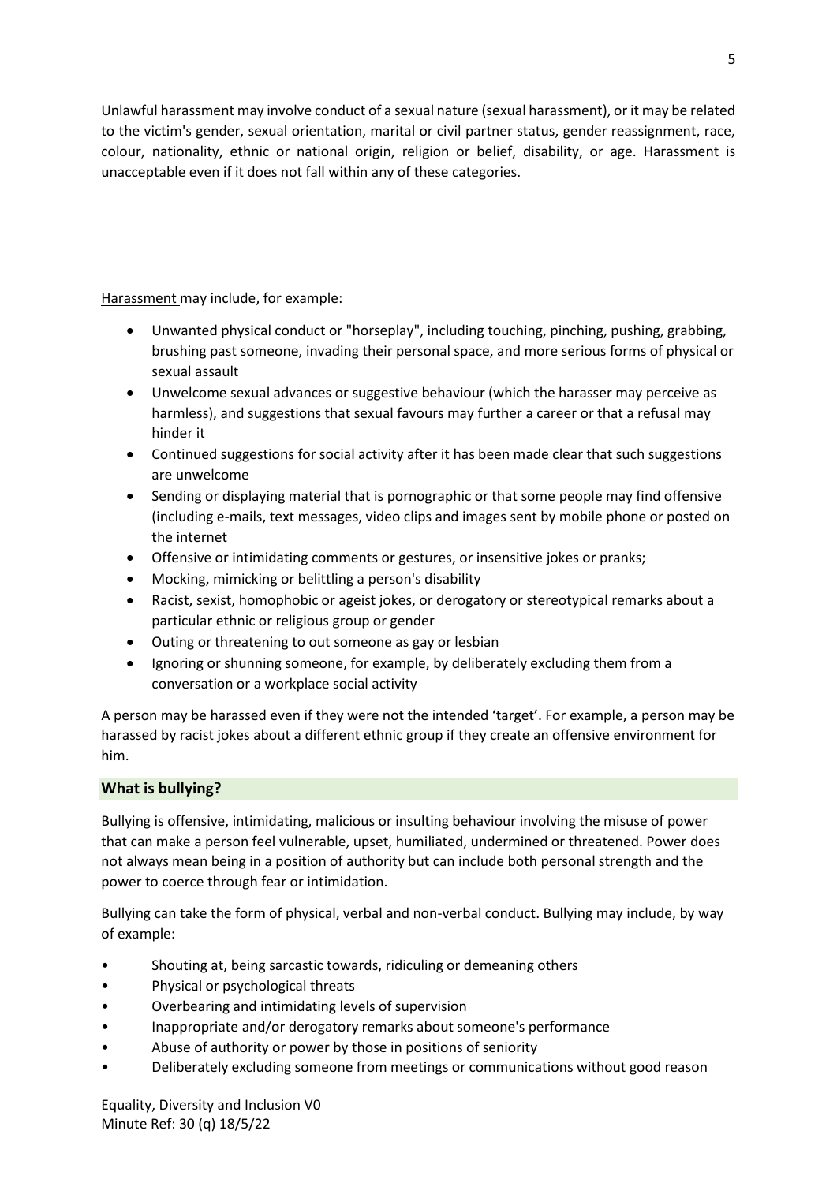Unlawful harassment may involve conduct of a sexual nature (sexual harassment), or it may be related to the victim's gender, sexual orientation, marital or civil partner status, gender reassignment, race, colour, nationality, ethnic or national origin, religion or belief, disability, or age. Harassment is unacceptable even if it does not fall within any of these categories.

Harassment may include, for example:

- Unwanted physical conduct or "horseplay", including touching, pinching, pushing, grabbing, brushing past someone, invading their personal space, and more serious forms of physical or sexual assault
- Unwelcome sexual advances or suggestive behaviour (which the harasser may perceive as harmless), and suggestions that sexual favours may further a career or that a refusal may hinder it
- Continued suggestions for social activity after it has been made clear that such suggestions are unwelcome
- Sending or displaying material that is pornographic or that some people may find offensive (including e-mails, text messages, video clips and images sent by mobile phone or posted on the internet
- Offensive or intimidating comments or gestures, or insensitive jokes or pranks;
- Mocking, mimicking or belittling a person's disability
- Racist, sexist, homophobic or ageist jokes, or derogatory or stereotypical remarks about a particular ethnic or religious group or gender
- Outing or threatening to out someone as gay or lesbian
- Ignoring or shunning someone, for example, by deliberately excluding them from a conversation or a workplace social activity

A person may be harassed even if they were not the intended 'target'. For example, a person may be harassed by racist jokes about a different ethnic group if they create an offensive environment for him.

## What is bullying?

Bullying is offensive, intimidating, malicious or insulting behaviour involving the misuse of power that can make a person feel vulnerable, upset, humiliated, undermined or threatened. Power does not always mean being in a position of authority but can include both personal strength and the power to coerce through fear or intimidation.

Bullying can take the form of physical, verbal and non-verbal conduct. Bullying may include, by way of example:

- Shouting at, being sarcastic towards, ridiculing or demeaning others
- Physical or psychological threats
- Overbearing and intimidating levels of supervision
- Inappropriate and/or derogatory remarks about someone's performance
- Abuse of authority or power by those in positions of seniority
- Deliberately excluding someone from meetings or communications without good reason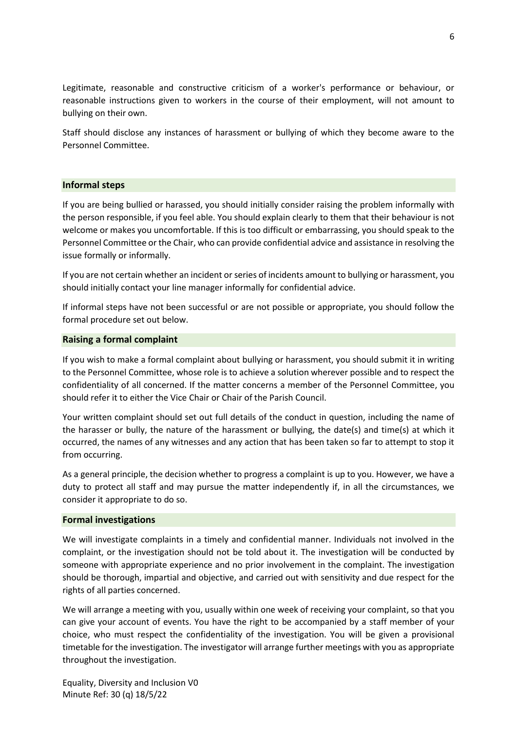Legitimate, reasonable and constructive criticism of a worker's performance or behaviour, or reasonable instructions given to workers in the course of their employment, will not amount to bullying on their own.

Staff should disclose any instances of harassment or bullying of which they become aware to the Personnel Committee.

## Informal steps

If you are being bullied or harassed, you should initially consider raising the problem informally with the person responsible, if you feel able. You should explain clearly to them that their behaviour is not welcome or makes you uncomfortable. If this is too difficult or embarrassing, you should speak to the Personnel Committee or the Chair, who can provide confidential advice and assistance in resolving the issue formally or informally.

If you are not certain whether an incident or series of incidents amount to bullying or harassment, you should initially contact your line manager informally for confidential advice.

If informal steps have not been successful or are not possible or appropriate, you should follow the formal procedure set out below.

## Raising a formal complaint

If you wish to make a formal complaint about bullying or harassment, you should submit it in writing to the Personnel Committee, whose role is to achieve a solution wherever possible and to respect the confidentiality of all concerned. If the matter concerns a member of the Personnel Committee, you should refer it to either the Vice Chair or Chair of the Parish Council.

Your written complaint should set out full details of the conduct in question, including the name of the harasser or bully, the nature of the harassment or bullying, the date(s) and time(s) at which it occurred, the names of any witnesses and any action that has been taken so far to attempt to stop it from occurring.

As a general principle, the decision whether to progress a complaint is up to you. However, we have a duty to protect all staff and may pursue the matter independently if, in all the circumstances, we consider it appropriate to do so.

## Formal investigations

We will investigate complaints in a timely and confidential manner. Individuals not involved in the complaint, or the investigation should not be told about it. The investigation will be conducted by someone with appropriate experience and no prior involvement in the complaint. The investigation should be thorough, impartial and objective, and carried out with sensitivity and due respect for the rights of all parties concerned.

We will arrange a meeting with you, usually within one week of receiving your complaint, so that you can give your account of events. You have the right to be accompanied by a staff member of your choice, who must respect the confidentiality of the investigation. You will be given a provisional timetable for the investigation. The investigator will arrange further meetings with you as appropriate throughout the investigation.

Equality, Diversity and Inclusion V0
Minute Ref: 30 (q) 18/5/22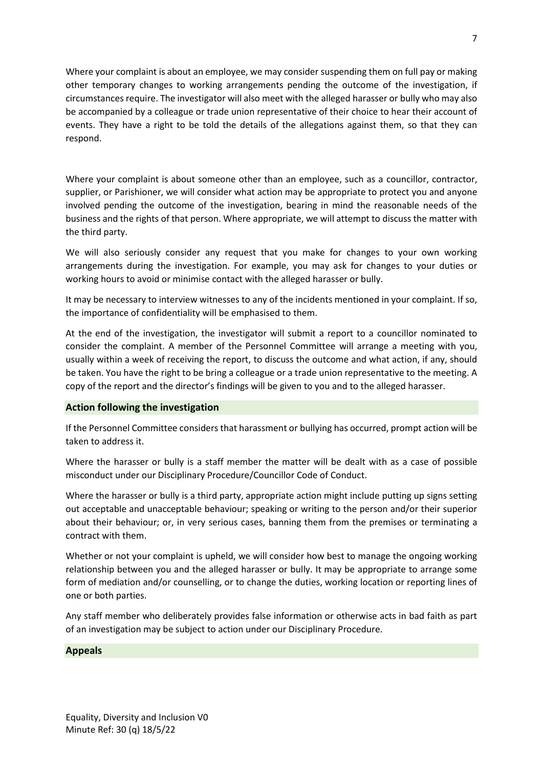Where your complaint is about an employee, we may consider suspending them on full pay or making other temporary changes to working arrangements pending the outcome of the investigation, if circumstances require. The investigator will also meet with the alleged harasser or bully who may also be accompanied by a colleague or trade union representative of their choice to hear their account of events. They have a right to be told the details of the allegations against them, so that they can respond.

Where your complaint is about someone other than an employee, such as a councillor, contractor, supplier, or Parishioner, we will consider what action may be appropriate to protect you and anyone involved pending the outcome of the investigation, bearing in mind the reasonable needs of the business and the rights of that person. Where appropriate, we will attempt to discuss the matter with the third party.

We will also seriously consider any request that you make for changes to your own working arrangements during the investigation. For example, you may ask for changes to your duties or working hours to avoid or minimise contact with the alleged harasser or bully.

It may be necessary to interview witnesses to any of the incidents mentioned in your complaint. If so, the importance of confidentiality will be emphasised to them.

At the end of the investigation, the investigator will submit a report to a councillor nominated to consider the complaint. A member of the Personnel Committee will arrange a meeting with you, usually within a week of receiving the report, to discuss the outcome and what action, if any, should be taken. You have the right to be bring a colleague or a trade union representative to the meeting. A copy of the report and the director's findings will be given to you and to the alleged harasser.

## Action following the investigation

If the Personnel Committee considers that harassment or bullying has occurred, prompt action will be taken to address it.

Where the harasser or bully is a staff member the matter will be dealt with as a case of possible misconduct under our Disciplinary Procedure/Councillor Code of Conduct.

Where the harasser or bully is a third party, appropriate action might include putting up signs setting out acceptable and unacceptable behaviour; speaking or writing to the person and/or their superior about their behaviour; or, in very serious cases, banning them from the premises or terminating a contract with them.

Whether or not your complaint is upheld, we will consider how best to manage the ongoing working relationship between you and the alleged harasser or bully. It may be appropriate to arrange some form of mediation and/or counselling, or to change the duties, working location or reporting lines of one or both parties.

Any staff member who deliberately provides false information or otherwise acts in bad faith as part of an investigation may be subject to action under our Disciplinary Procedure.

## Appeals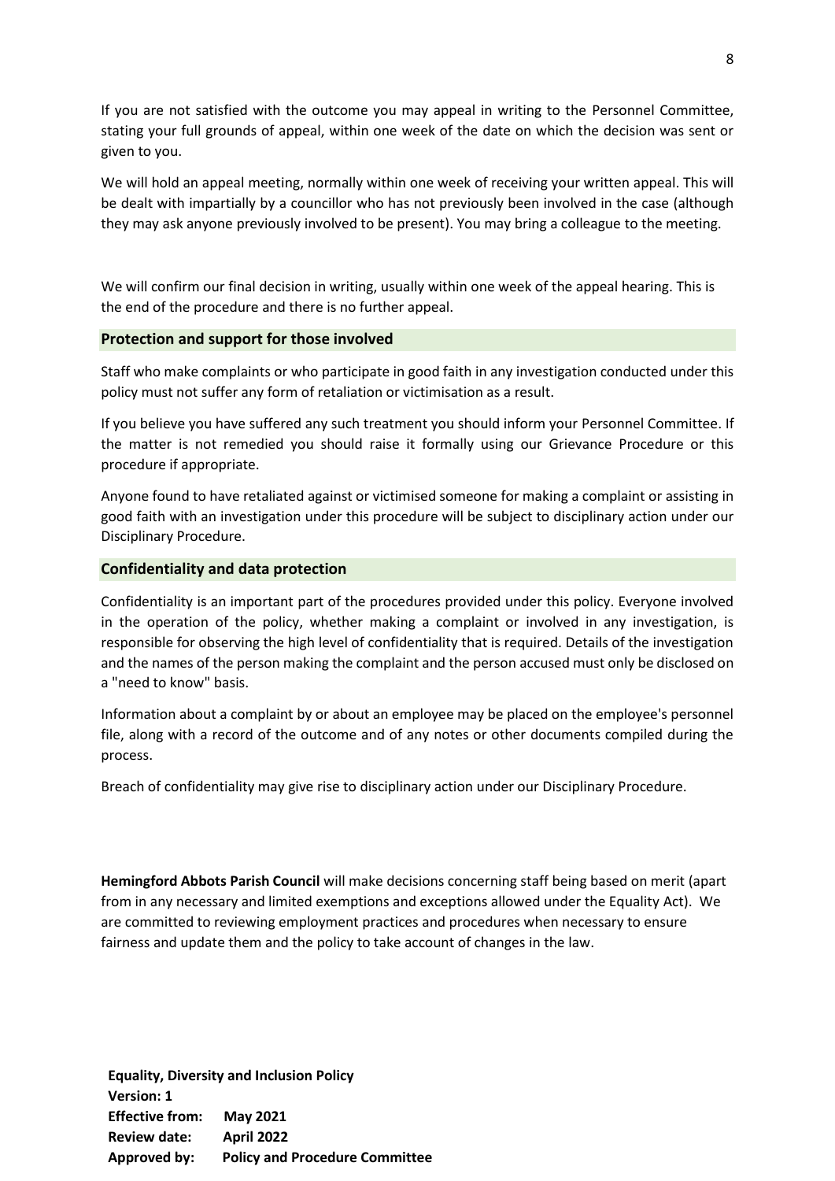If you are not satisfied with the outcome you may appeal in writing to the Personnel Committee, stating your full grounds of appeal, within one week of the date on which the decision was sent or given to you.

We will hold an appeal meeting, normally within one week of receiving your written appeal. This will be dealt with impartially by a councillor who has not previously been involved in the case (although they may ask anyone previously involved to be present). You may bring a colleague to the meeting.

We will confirm our final decision in writing, usually within one week of the appeal hearing. This is the end of the procedure and there is no further appeal.

## Protection and support for those involved

Staff who make complaints or who participate in good faith in any investigation conducted under this policy must not suffer any form of retaliation or victimisation as a result.

If you believe you have suffered any such treatment you should inform your Personnel Committee. If the matter is not remedied you should raise it formally using our Grievance Procedure or this procedure if appropriate.

Anyone found to have retaliated against or victimised someone for making a complaint or assisting in good faith with an investigation under this procedure will be subject to disciplinary action under our Disciplinary Procedure.

## Confidentiality and data protection

Confidentiality is an important part of the procedures provided under this policy. Everyone involved in the operation of the policy, whether making a complaint or involved in any investigation, is responsible for observing the high level of confidentiality that is required. Details of the investigation and the names of the person making the complaint and the person accused must only be disclosed on a "need to know" basis.

Information about a complaint by or about an employee may be placed on the employee's personnel file, along with a record of the outcome and of any notes or other documents compiled during the process.

Breach of confidentiality may give rise to disciplinary action under our Disciplinary Procedure.

**Hemingford Abbots Parish Council** will make decisions concerning staff being based on merit (apart from in any necessary and limited exemptions and exceptions allowed under the Equality Act). We are committed to reviewing employment practices and procedures when necessary to ensure fairness and update them and the policy to take account of changes in the law.

**Equality, Diversity and Inclusion Policy**
**Version: 1**
**Effective from: May 2021**
**Review date: April 2022**
**Approved by: Policy and Procedure Committee**